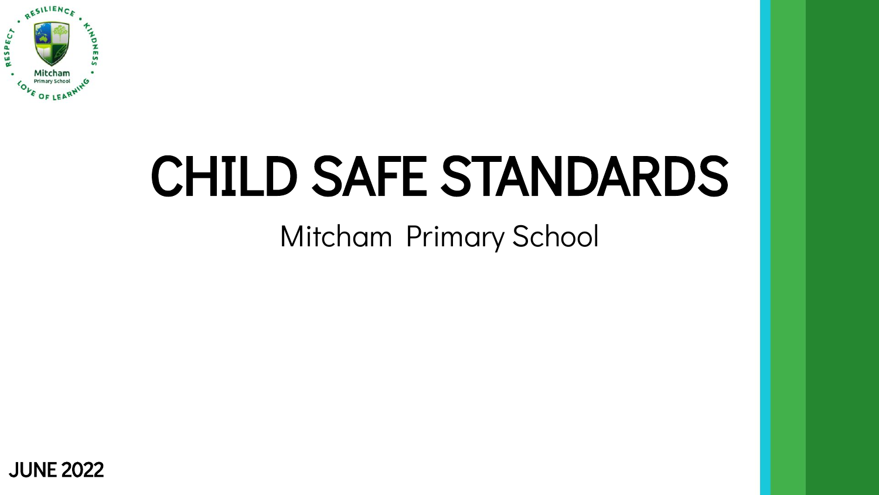# CHILD SAFE STANDARDS

Mitcham Primary School

JUNE 2022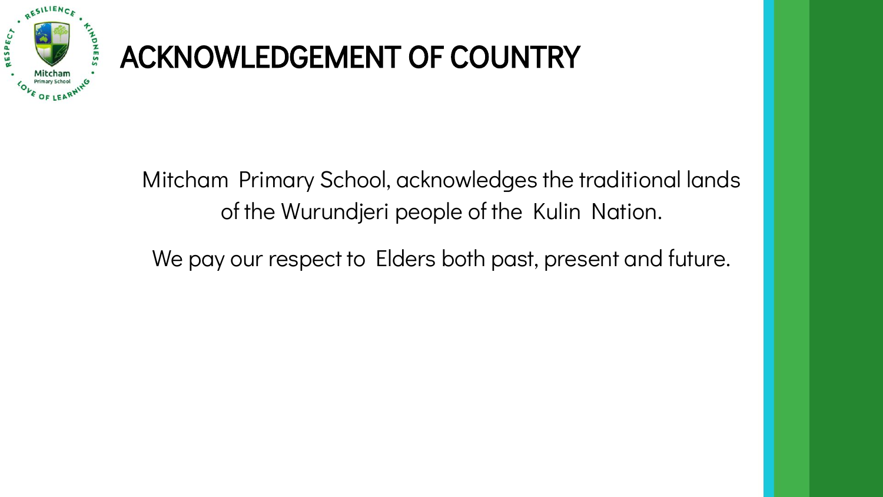# ACKNOWLEDGEMENT OF COUNTRY

Mitcham Primary School, acknowledges the traditional lands of the Wurundjeri people of the Kulin Nation.

We pay our respect to Elders both past, present and future.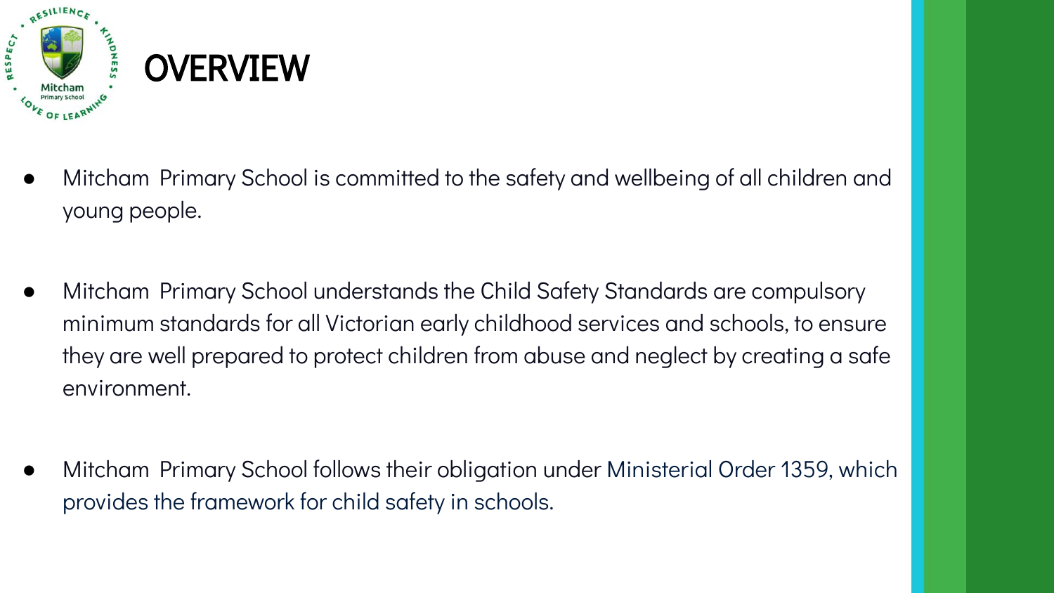# OVERVIEW

- Mitcham Primary School is committed to the safety and wellbeing of all children and young people.

- Mitcham Primary School understands the Child Safety Standards are compulsory minimum standards for all Victorian early childhood services and schools, to ensure they are well prepared to protect children from abuse and neglect by creating a safe environment.

- Mitcham Primary School follows their obligation under Ministerial Order 1359, which provides the framework for child safety in schools.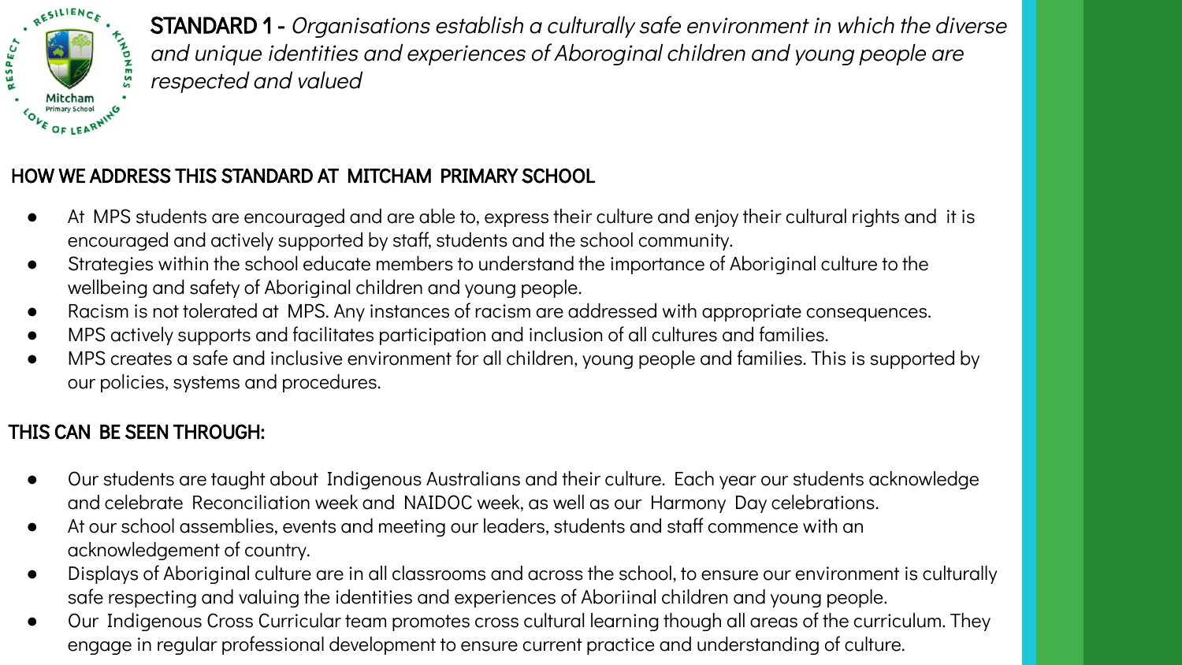**STANDARD 1 -** *Organisations establish a culturally safe environment in which the diverse and unique identities and experiences of Aboroginal children and young people are respected and valued*

## HOW WE ADDRESS THIS STANDARD AT MITCHAM PRIMARY SCHOOL

- At MPS students are encouraged and are able to, express their culture and enjoy their cultural rights and it is encouraged and actively supported by staff, students and the school community.
- Strategies within the school educate members to understand the importance of Aboriginal culture to the wellbeing and safety of Aboriginal children and young people.
- Racism is not tolerated at MPS. Any instances of racism are addressed with appropriate consequences.
- MPS actively supports and facilitates participation and inclusion of all cultures and families.
- MPS creates a safe and inclusive environment for all children, young people and families. This is supported by our policies, systems and procedures.

## THIS CAN BE SEEN THROUGH:

- Our students are taught about Indigenous Australians and their culture. Each year our students acknowledge and celebrate Reconciliation week and NAIDOC week, as well as our Harmony Day celebrations.
- At our school assemblies, events and meeting our leaders, students and staff commence with an acknowledgement of country.
- Displays of Aboriginal culture are in all classrooms and across the school, to ensure our environment is culturally safe respecting and valuing the identities and experiences of Aboriinal children and young people.
- Our Indigenous Cross Curricular team promotes cross cultural learning though all areas of the curriculum. They engage in regular professional development to ensure current practice and understanding of culture.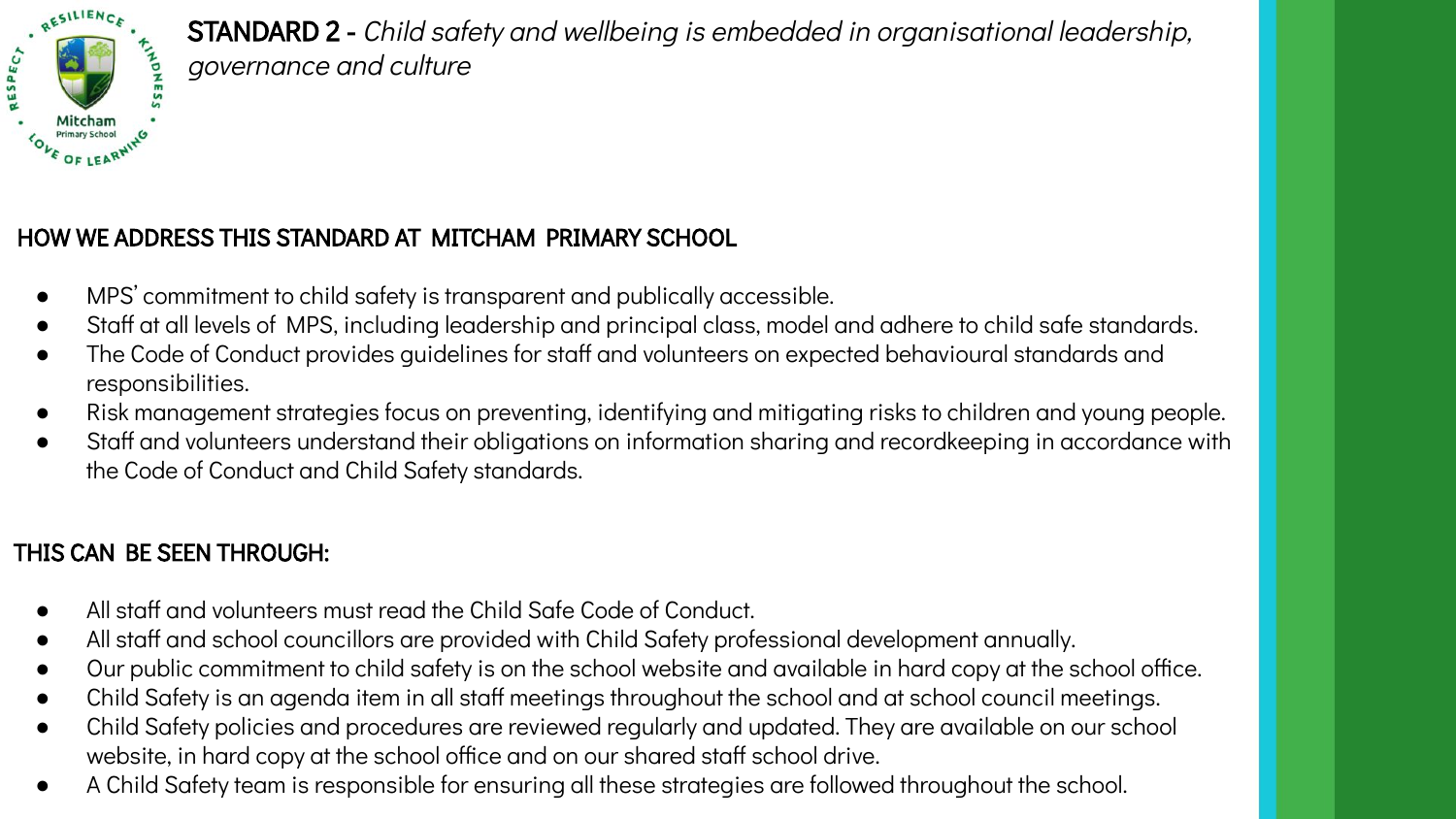**STANDARD 2 -** *Child safety and wellbeing is embedded in organisational leadership, governance and culture*

## HOW WE ADDRESS THIS STANDARD AT MITCHAM PRIMARY SCHOOL

- MPS' commitment to child safety is transparent and publically accessible.
- Staff at all levels of MPS, including leadership and principal class, model and adhere to child safe standards.
- The Code of Conduct provides guidelines for staff and volunteers on expected behavioural standards and responsibilities.
- Risk management strategies focus on preventing, identifying and mitigating risks to children and young people.
- Staff and volunteers understand their obligations on information sharing and recordkeeping in accordance with the Code of Conduct and Child Safety standards.

## THIS CAN BE SEEN THROUGH:

- All staff and volunteers must read the Child Safe Code of Conduct.
- All staff and school councillors are provided with Child Safety professional development annually.
- Our public commitment to child safety is on the school website and available in hard copy at the school office.
- Child Safety is an agenda item in all staff meetings throughout the school and at school council meetings.
- Child Safety policies and procedures are reviewed regularly and updated. They are available on our school website, in hard copy at the school office and on our shared staff school drive.
- A Child Safety team is responsible for ensuring all these strategies are followed throughout the school.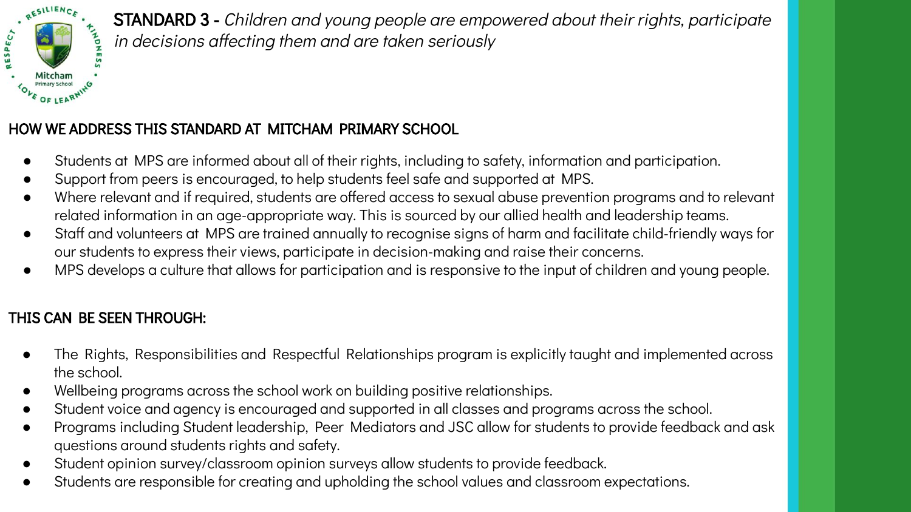**STANDARD 3 -** *Children and young people are empowered about their rights, participate in decisions affecting them and are taken seriously*

## HOW WE ADDRESS THIS STANDARD AT MITCHAM PRIMARY SCHOOL

- Students at MPS are informed about all of their rights, including to safety, information and participation.
- Support from peers is encouraged, to help students feel safe and supported at MPS.
- Where relevant and if required, students are offered access to sexual abuse prevention programs and to relevant related information in an age-appropriate way. This is sourced by our allied health and leadership teams.
- Staff and volunteers at MPS are trained annually to recognise signs of harm and facilitate child-friendly ways for our students to express their views, participate in decision-making and raise their concerns.
- MPS develops a culture that allows for participation and is responsive to the input of children and young people.

## THIS CAN BE SEEN THROUGH:

- The Rights, Responsibilities and Respectful Relationships program is explicitly taught and implemented across the school.
- Wellbeing programs across the school work on building positive relationships.
- Student voice and agency is encouraged and supported in all classes and programs across the school.
- Programs including Student leadership, Peer Mediators and JSC allow for students to provide feedback and ask questions around students rights and safety.
- Student opinion survey/classroom opinion surveys allow students to provide feedback.
- Students are responsible for creating and upholding the school values and classroom expectations.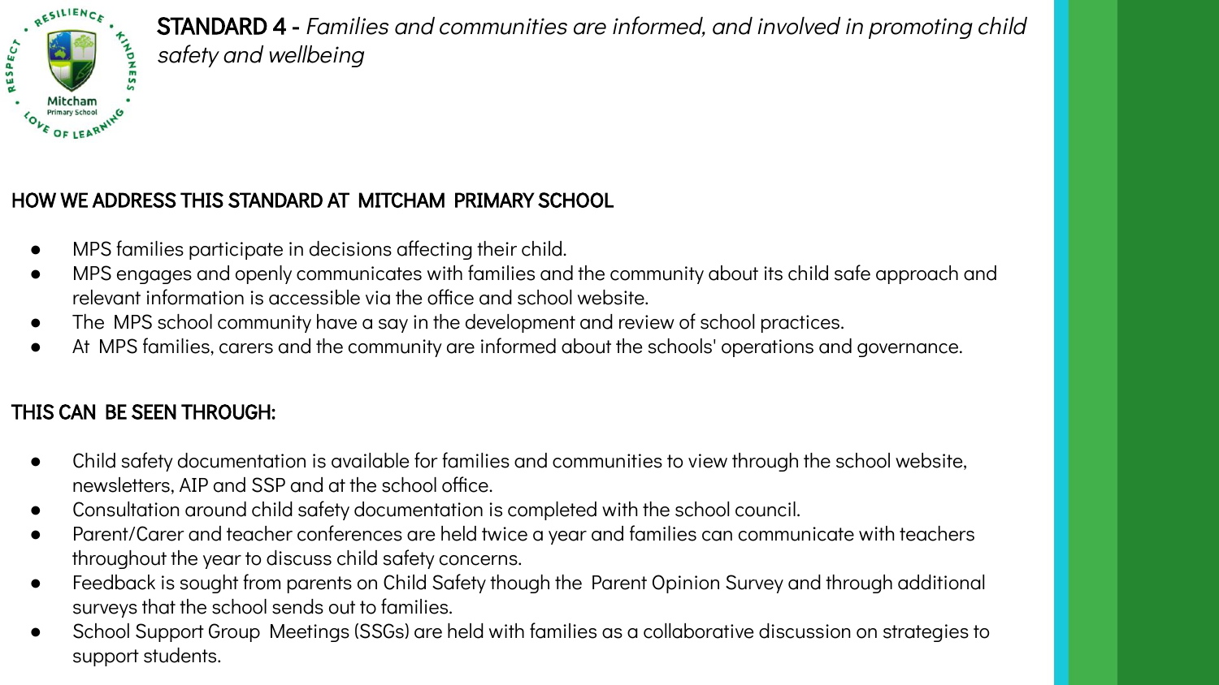**STANDARD 4 -** *Families and communities are informed, and involved in promoting child safety and wellbeing*

## HOW WE ADDRESS THIS STANDARD AT MITCHAM PRIMARY SCHOOL

- MPS families participate in decisions affecting their child.
- MPS engages and openly communicates with families and the community about its child safe approach and relevant information is accessible via the office and school website.
- The MPS school community have a say in the development and review of school practices.
- At MPS families, carers and the community are informed about the schools' operations and governance.

## THIS CAN BE SEEN THROUGH:

- Child safety documentation is available for families and communities to view through the school website, newsletters, AIP and SSP and at the school office.
- Consultation around child safety documentation is completed with the school council.
- Parent/Carer and teacher conferences are held twice a year and families can communicate with teachers throughout the year to discuss child safety concerns.
- Feedback is sought from parents on Child Safety though the Parent Opinion Survey and through additional surveys that the school sends out to families.
- School Support Group Meetings (SSGs) are held with families as a collaborative discussion on strategies to support students.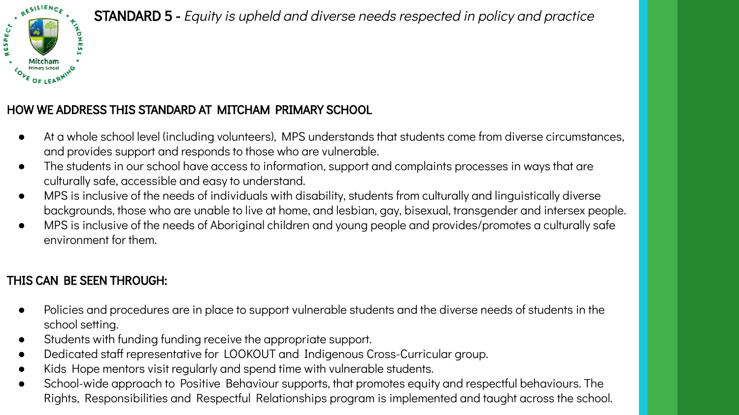# STANDARD 5 - *Equity is upheld and diverse needs respected in policy and practice*

## HOW WE ADDRESS THIS STANDARD AT MITCHAM PRIMARY SCHOOL

- At a whole school level (including volunteers), MPS understands that students come from diverse circumstances, and provides support and responds to those who are vulnerable.
- The students in our school have access to information, support and complaints processes in ways that are culturally safe, accessible and easy to understand.
- MPS is inclusive of the needs of individuals with disability, students from culturally and linguistically diverse backgrounds, those who are unable to live at home, and lesbian, gay, bisexual, transgender and intersex people.
- MPS is inclusive of the needs of Aboriginal children and young people and provides/promotes a culturally safe environment for them.

## THIS CAN BE SEEN THROUGH:

- Policies and procedures are in place to support vulnerable students and the diverse needs of students in the school setting.
- Students with funding funding receive the appropriate support.
- Dedicated staff representative for LOOKOUT and Indigenous Cross-Curricular group.
- Kids Hope mentors visit regularly and spend time with vulnerable students.
- School-wide approach to Positive Behaviour supports, that promotes equity and respectful behaviours. The Rights, Responsibilities and Respectful Relationships program is implemented and taught across the school.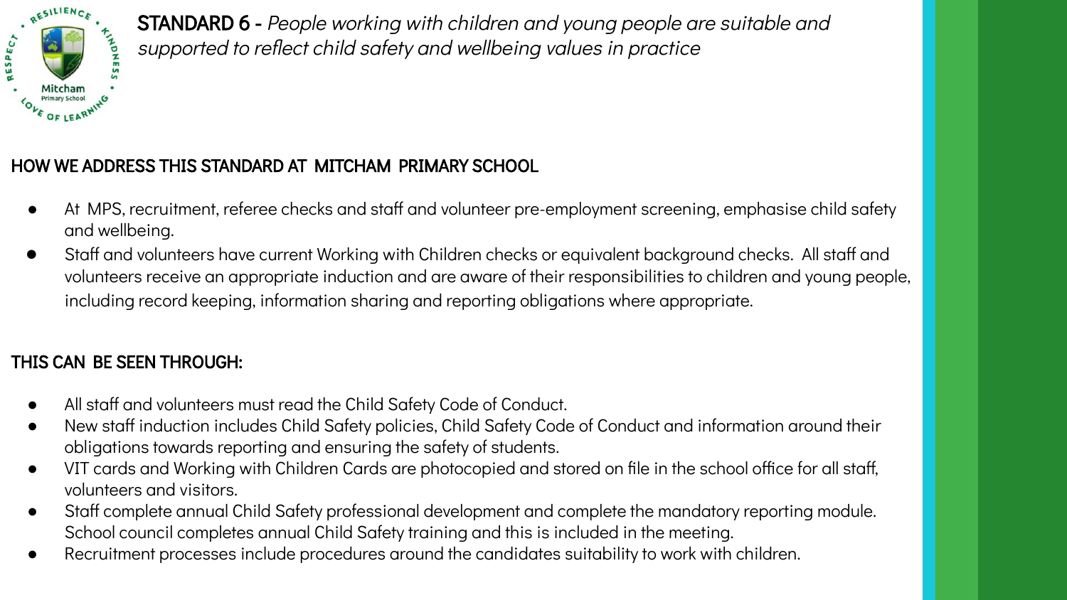**STANDARD 6 -** *People working with children and young people are suitable and supported to reflect child safety and wellbeing values in practice*

## HOW WE ADDRESS THIS STANDARD AT MITCHAM PRIMARY SCHOOL

- At MPS, recruitment, referee checks and staff and volunteer pre-employment screening, emphasise child safety and wellbeing.
- Staff and volunteers have current Working with Children checks or equivalent background checks. All staff and volunteers receive an appropriate induction and are aware of their responsibilities to children and young people, including record keeping, information sharing and reporting obligations where appropriate.

## THIS CAN BE SEEN THROUGH:

- All staff and volunteers must read the Child Safety Code of Conduct.
- New staff induction includes Child Safety policies, Child Safety Code of Conduct and information around their obligations towards reporting and ensuring the safety of students.
- VIT cards and Working with Children Cards are photocopied and stored on file in the school office for all staff, volunteers and visitors.
- Staff complete annual Child Safety professional development and complete the mandatory reporting module. School council completes annual Child Safety training and this is included in the meeting.
- Recruitment processes include procedures around the candidates suitability to work with children.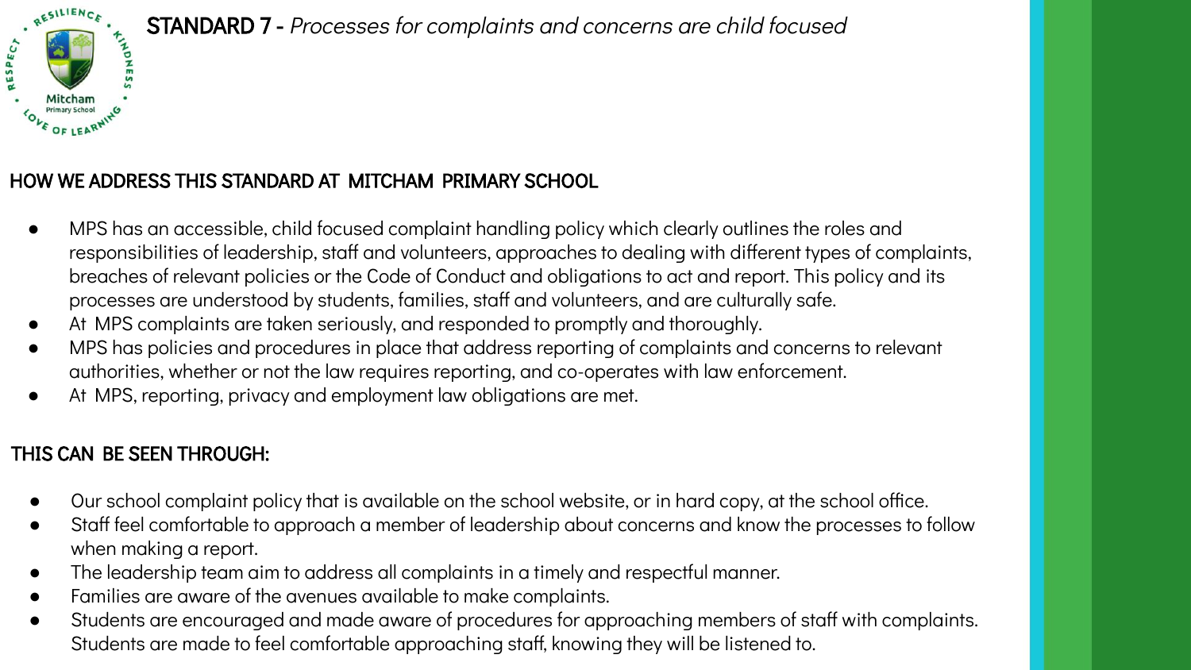# STANDARD 7 - *Processes for complaints and concerns are child focused*

## HOW WE ADDRESS THIS STANDARD AT MITCHAM PRIMARY SCHOOL

- MPS has an accessible, child focused complaint handling policy which clearly outlines the roles and responsibilities of leadership, staff and volunteers, approaches to dealing with different types of complaints, breaches of relevant policies or the Code of Conduct and obligations to act and report. This policy and its processes are understood by students, families, staff and volunteers, and are culturally safe.
- At MPS complaints are taken seriously, and responded to promptly and thoroughly.
- MPS has policies and procedures in place that address reporting of complaints and concerns to relevant authorities, whether or not the law requires reporting, and co-operates with law enforcement.
- At MPS, reporting, privacy and employment law obligations are met.

## THIS CAN BE SEEN THROUGH:

- Our school complaint policy that is available on the school website, or in hard copy, at the school office.
- Staff feel comfortable to approach a member of leadership about concerns and know the processes to follow when making a report.
- The leadership team aim to address all complaints in a timely and respectful manner.
- Families are aware of the avenues available to make complaints.
- Students are encouraged and made aware of procedures for approaching members of staff with complaints. Students are made to feel comfortable approaching staff, knowing they will be listened to.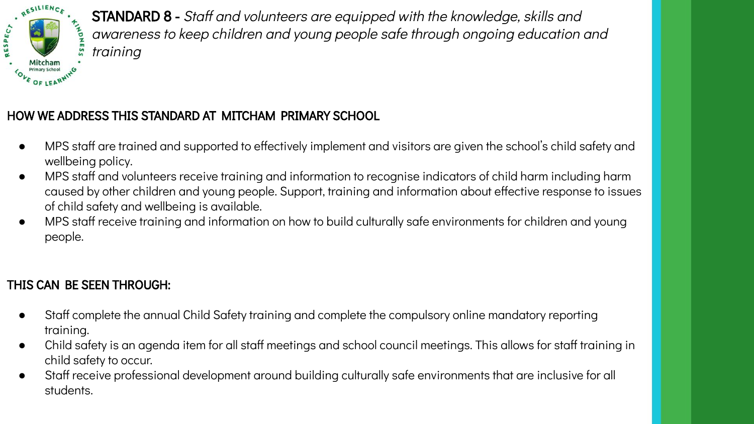**STANDARD 8** - *Staff and volunteers are equipped with the knowledge, skills and awareness to keep children and young people safe through ongoing education and training*

## HOW WE ADDRESS THIS STANDARD AT MITCHAM PRIMARY SCHOOL

- MPS staff are trained and supported to effectively implement and visitors are given the school's child safety and wellbeing policy.
- MPS staff and volunteers receive training and information to recognise indicators of child harm including harm caused by other children and young people. Support, training and information about effective response to issues of child safety and wellbeing is available.
- MPS staff receive training and information on how to build culturally safe environments for children and young people.

## THIS CAN BE SEEN THROUGH:

- Staff complete the annual Child Safety training and complete the compulsory online mandatory reporting training.
- Child safety is an agenda item for all staff meetings and school council meetings. This allows for staff training in child safety to occur.
- Staff receive professional development around building culturally safe environments that are inclusive for all students.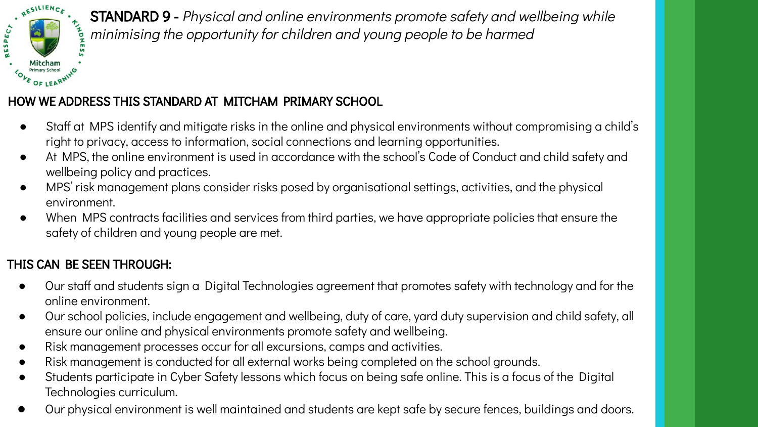## STANDARD 9 - *Physical and online environments promote safety and wellbeing while minimising the opportunity for children and young people to be harmed*

### HOW WE ADDRESS THIS STANDARD AT MITCHAM PRIMARY SCHOOL

- Staff at MPS identify and mitigate risks in the online and physical environments without compromising a child's right to privacy, access to information, social connections and learning opportunities.
- At MPS, the online environment is used in accordance with the school's Code of Conduct and child safety and wellbeing policy and practices.
- MPS' risk management plans consider risks posed by organisational settings, activities, and the physical environment.
- When MPS contracts facilities and services from third parties, we have appropriate policies that ensure the safety of children and young people are met.

### THIS CAN BE SEEN THROUGH:

- Our staff and students sign a Digital Technologies agreement that promotes safety with technology and for the online environment.
- Our school policies, include engagement and wellbeing, duty of care, yard duty supervision and child safety, all ensure our online and physical environments promote safety and wellbeing.
- Risk management processes occur for all excursions, camps and activities.
- Risk management is conducted for all external works being completed on the school grounds.
- Students participate in Cyber Safety lessons which focus on being safe online. This is a focus of the Digital Technologies curriculum.
- Our physical environment is well maintained and students are kept safe by secure fences, buildings and doors.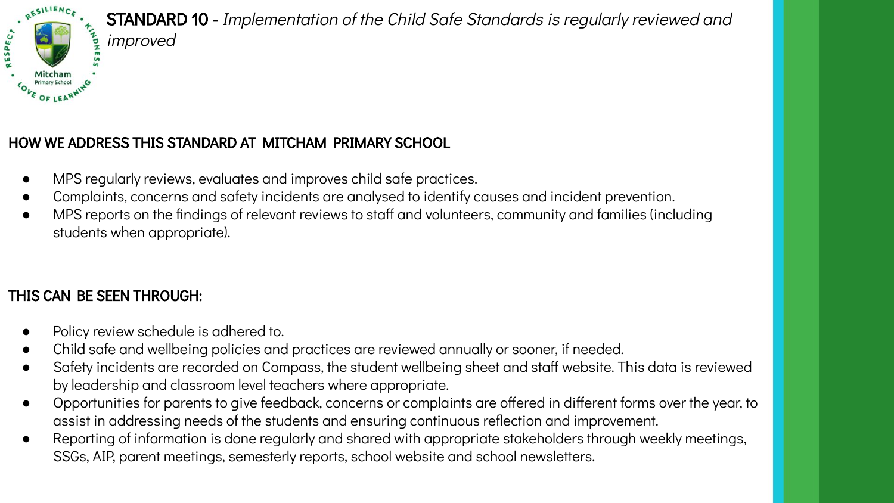# STANDARD 10 - *Implementation of the Child Safe Standards is regularly reviewed and improved*

## HOW WE ADDRESS THIS STANDARD AT MITCHAM PRIMARY SCHOOL

- MPS regularly reviews, evaluates and improves child safe practices.
- Complaints, concerns and safety incidents are analysed to identify causes and incident prevention.
- MPS reports on the findings of relevant reviews to staff and volunteers, community and families (including students when appropriate).

## THIS CAN BE SEEN THROUGH:

- Policy review schedule is adhered to.
- Child safe and wellbeing policies and practices are reviewed annually or sooner, if needed.
- Safety incidents are recorded on Compass, the student wellbeing sheet and staff website. This data is reviewed by leadership and classroom level teachers where appropriate.
- Opportunities for parents to give feedback, concerns or complaints are offered in different forms over the year, to assist in addressing needs of the students and ensuring continuous reflection and improvement.
- Reporting of information is done regularly and shared with appropriate stakeholders through weekly meetings, SSGs, AIP, parent meetings, semesterly reports, school website and school newsletters.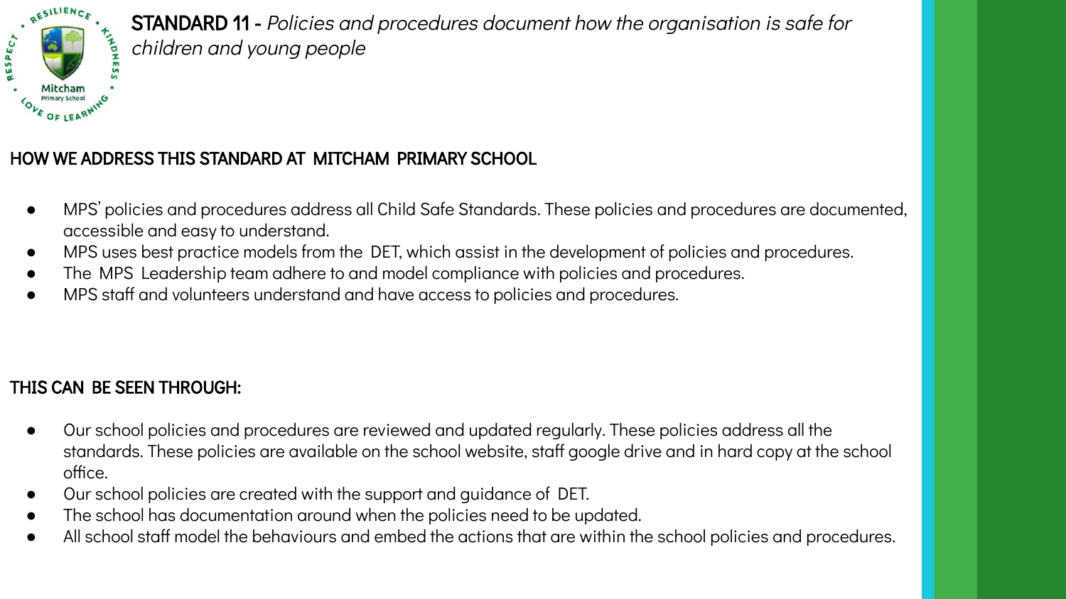**STANDARD 11** - *Policies and procedures document how the organisation is safe for children and young people*

## HOW WE ADDRESS THIS STANDARD AT MITCHAM PRIMARY SCHOOL

- MPS' policies and procedures address all Child Safe Standards. These policies and procedures are documented, accessible and easy to understand.
- MPS uses best practice models from the DET, which assist in the development of policies and procedures.
- The MPS Leadership team adhere to and model compliance with policies and procedures.
- MPS staff and volunteers understand and have access to policies and procedures.

## THIS CAN BE SEEN THROUGH:

- Our school policies and procedures are reviewed and updated regularly. These policies address all the standards. These policies are available on the school website, staff google drive and in hard copy at the school office.
- Our school policies are created with the support and guidance of DET.
- The school has documentation around when the policies need to be updated.
- All school staff model the behaviours and embed the actions that are within the school policies and procedures.